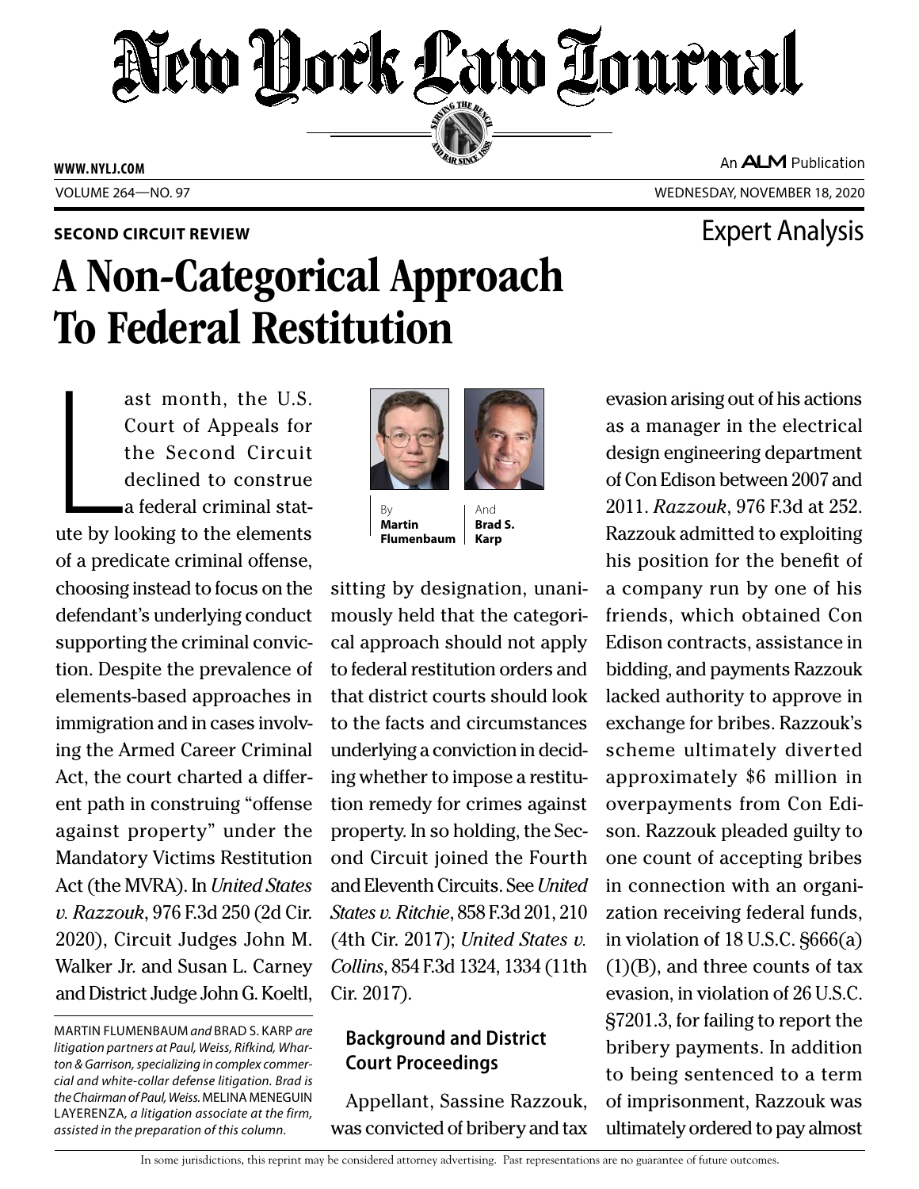**SECOND CIRCUIT REVIEW**

Expert Analysis

# A Non-Categorical Approach To Federal Restitution

By **Martin Flumenbaum** And **Brad S. Karp**

Last month, the U.S. Court of Appeals for the Second Circuit declined to construe a federal criminal statute by looking to the elements of a predicate criminal offense, choosing instead to focus on the defendant's underlying conduct supporting the criminal conviction. Despite the prevalence of elements-based approaches in immigration and in cases involving the Armed Career Criminal Act, the court charted a different path in construing "offense against property" under the Mandatory Victims Restitution Act (the MVRA). In *United States v. Razzouk*, 976 F.3d 250 (2d Cir. 2020), Circuit Judges John M. Walker Jr. and Susan L. Carney and District Judge John G. Koeltl, sitting by designation, unanimously held that the categorical approach should not apply to federal restitution orders and that district courts should look to the facts and circumstances underlying a conviction in deciding whether to impose a restitution remedy for crimes against property. In so holding, the Second Circuit joined the Fourth and Eleventh Circuits. See *United States v. Ritchie*, 858 F.3d 201, 210 (4th Cir. 2017); *United States v. Collins*, 854 F.3d 1324, 1334 (11th Cir. 2017).

## Background and District Court Proceedings

Appellant, Sassine Razzouk, was convicted of bribery and tax evasion arising out of his actions as a manager in the electrical design engineering department of Con Edison between 2007 and 2011. *Razzouk*, 976 F.3d at 252. Razzouk admitted to exploiting his position for the benefit of a company run by one of his friends, which obtained Con Edison contracts, assistance in bidding, and payments Razzouk lacked authority to approve in exchange for bribes. Razzouk's scheme ultimately diverted approximately $6 million in overpayments from Con Edison. Razzouk pleaded guilty to one count of accepting bribes in connection with an organization receiving federal funds, in violation of 18 U.S.C. §666(a)(1)(B), and three counts of tax evasion, in violation of 26 U.S.C. §7201.3, for failing to report the bribery payments. In addition to being sentenced to a term of imprisonment, Razzouk was ultimately ordered to pay almost

---

MARTIN FLUMENBAUM *and* BRAD S. KARP *are litigation partners at Paul, Weiss, Rifkind, Wharton & Garrison, specializing in complex commercial and white-collar defense litigation. Brad is the Chairman of Paul, Weiss.* MELINA MENEGUIN LAYERENZA, *a litigation associate at the firm, assisted in the preparation of this column.*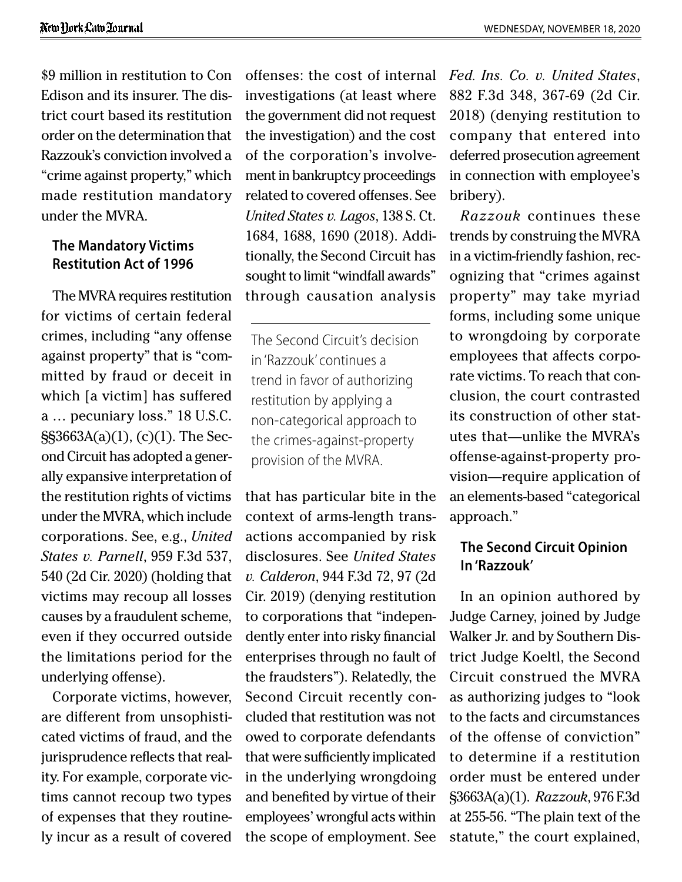$9 million in restitution to Con Edison and its insurer. The district court based its restitution order on the determination that Razzouk's conviction involved a "crime against property," which made restitution mandatory under the MVRA.

## The Mandatory Victims Restitution Act of 1996

The MVRA requires restitution for victims of certain federal crimes, including "any offense against property" that is "committed by fraud or deceit in which [a victim] has suffered a … pecuniary loss." 18 U.S.C. §§3663A(a)(1), (c)(1). The Second Circuit has adopted a generally expansive interpretation of the restitution rights of victims under the MVRA, which include corporations. See, e.g., *United States v. Parnell*, 959 F.3d 537, 540 (2d Cir. 2020) (holding that victims may recoup all losses causes by a fraudulent scheme, even if they occurred outside the limitations period for the underlying offense).

Corporate victims, however, are different from unsophisticated victims of fraud, and the jurisprudence reflects that reality. For example, corporate victims cannot recoup two types of expenses that they routinely incur as a result of covered offenses: the cost of internal investigations (at least where the government did not request the investigation) and the cost of the corporation's involvement in bankruptcy proceedings related to covered offenses. See *United States v. Lagos*, 138 S. Ct. 1684, 1688, 1690 (2018). Additionally, the Second Circuit has sought to limit "windfall awards" through causation analysis that has particular bite in the context of arms-length transactions accompanied by risk disclosures. See *United States v. Calderon*, 944 F.3d 72, 97 (2d Cir. 2019) (denying restitution to corporations that "independently enter into risky financial enterprises through no fault of the fraudsters"). Relatedly, the Second Circuit recently concluded that restitution was not owed to corporate defendants that were sufficiently implicated in the underlying wrongdoing and benefited by virtue of their employees' wrongful acts within the scope of employment. See *Fed. Ins. Co. v. United States*, 882 F.3d 348, 367-69 (2d Cir. 2018) (denying restitution to company that entered into deferred prosecution agreement in connection with employee's bribery).

> The Second Circuit's decision in 'Razzouk' continues a trend in favor of authorizing restitution by applying a non-categorical approach to the crimes-against-property provision of the MVRA.

*Razzouk* continues these trends by construing the MVRA in a victim-friendly fashion, recognizing that "crimes against property" may take myriad forms, including some unique to wrongdoing by corporate employees that affects corporate victims. To reach that conclusion, the court contrasted its construction of other statutes that—unlike the MVRA's offense-against-property provision—require application of an elements-based "categorical approach."

## The Second Circuit Opinion In 'Razzouk'

In an opinion authored by Judge Carney, joined by Judge Walker Jr. and by Southern District Judge Koeltl, the Second Circuit construed the MVRA as authorizing judges to "look to the facts and circumstances of the offense of conviction" to determine if a restitution order must be entered under §3663A(a)(1). *Razzouk*, 976 F.3d at 255-56. "The plain text of the statute," the court explained,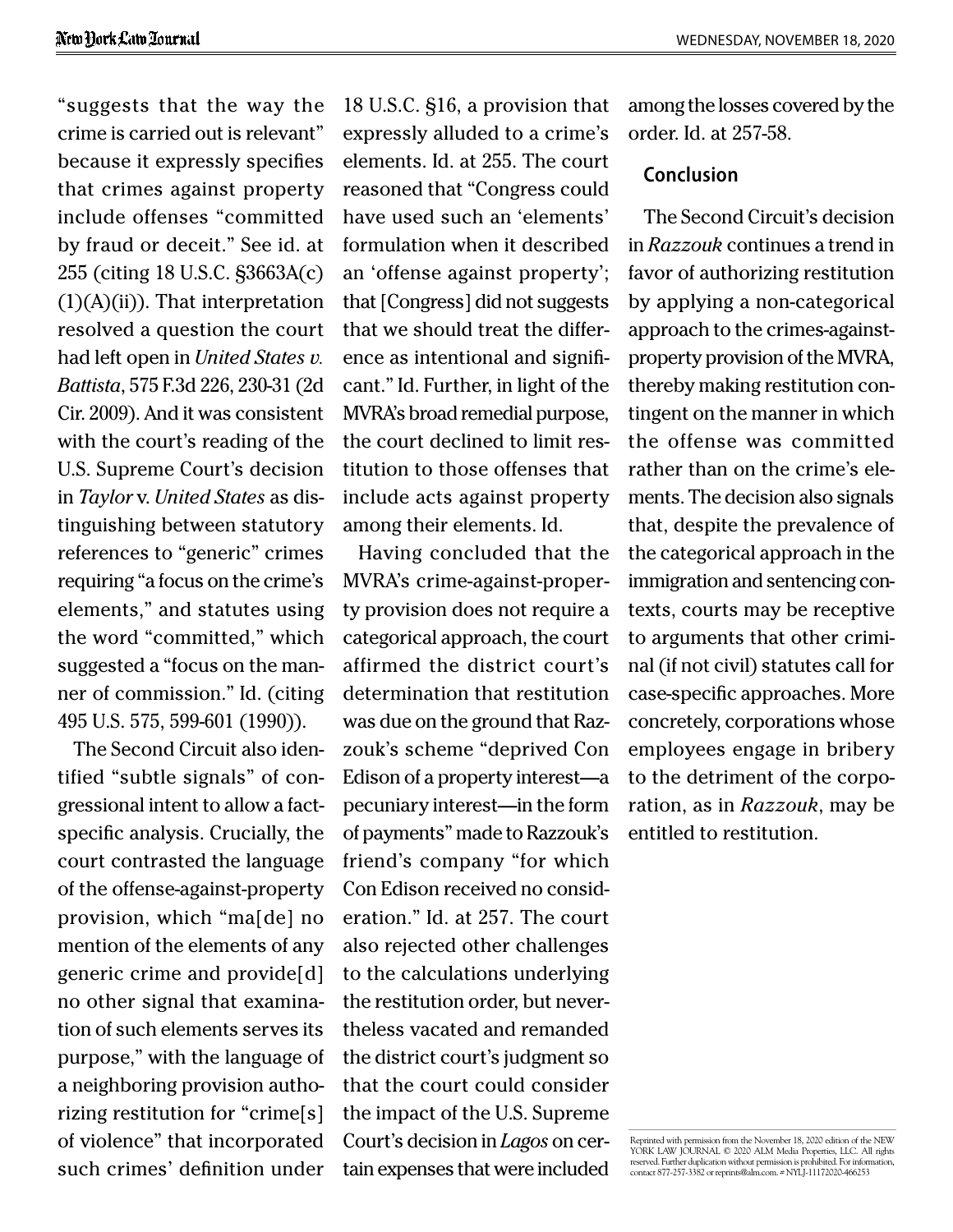"suggests that the way the crime is carried out is relevant" because it expressly specifies that crimes against property include offenses "committed by fraud or deceit." See id. at 255 (citing 18 U.S.C. §3663A(c)(1)(A)(ii)). That interpretation resolved a question the court had left open in *United States v. Battista*, 575 F.3d 226, 230-31 (2d Cir. 2009). And it was consistent with the court's reading of the U.S. Supreme Court's decision in *Taylor* v. *United States* as distinguishing between statutory references to "generic" crimes requiring "a focus on the crime's elements," and statutes using the word "committed," which suggested a "focus on the manner of commission." Id. (citing 495 U.S. 575, 599-601 (1990)).

The Second Circuit also identified "subtle signals" of congressional intent to allow a fact-specific analysis. Crucially, the court contrasted the language of the offense-against-property provision, which "ma[de] no mention of the elements of any generic crime and provide[d] no other signal that examination of such elements serves its purpose," with the language of a neighboring provision authorizing restitution for "crime[s] of violence" that incorporated such crimes' definition under 18 U.S.C. §16, a provision that expressly alluded to a crime's elements. Id. at 255. The court reasoned that "Congress could have used such an 'elements' formulation when it described an 'offense against property'; that [Congress] did not suggests that we should treat the difference as intentional and significant." Id. Further, in light of the MVRA's broad remedial purpose, the court declined to limit restitution to those offenses that include acts against property among their elements. Id.

Having concluded that the MVRA's crime-against-property provision does not require a categorical approach, the court affirmed the district court's determination that restitution was due on the ground that Razzouk's scheme "deprived Con Edison of a property interest—a pecuniary interest—in the form of payments" made to Razzouk's friend's company "for which Con Edison received no consideration." Id. at 257. The court also rejected other challenges to the calculations underlying the restitution order, but nevertheless vacated and remanded the district court's judgment so that the court could consider the impact of the U.S. Supreme Court's decision in *Lagos* on certain expenses that were included among the losses covered by the order. Id. at 257-58.

## Conclusion

The Second Circuit's decision in *Razzouk* continues a trend in favor of authorizing restitution by applying a non-categorical approach to the crimes-against-property provision of the MVRA, thereby making restitution contingent on the manner in which the offense was committed rather than on the crime's elements. The decision also signals that, despite the prevalence of the categorical approach in the immigration and sentencing contexts, courts may be receptive to arguments that other criminal (if not civil) statutes call for case-specific approaches. More concretely, corporations whose employees engage in bribery to the detriment of the corporation, as in *Razzouk*, may be entitled to restitution.

Reprinted with permission from the November 18, 2020 edition of the NEW YORK LAW JOURNAL © 2020 ALM Media Properties, LLC. All rights reserved. Further duplication without permission is prohibited. For information, contact 877-257-3382 or reprints@alm.com. # NYLJ-11172020-466253